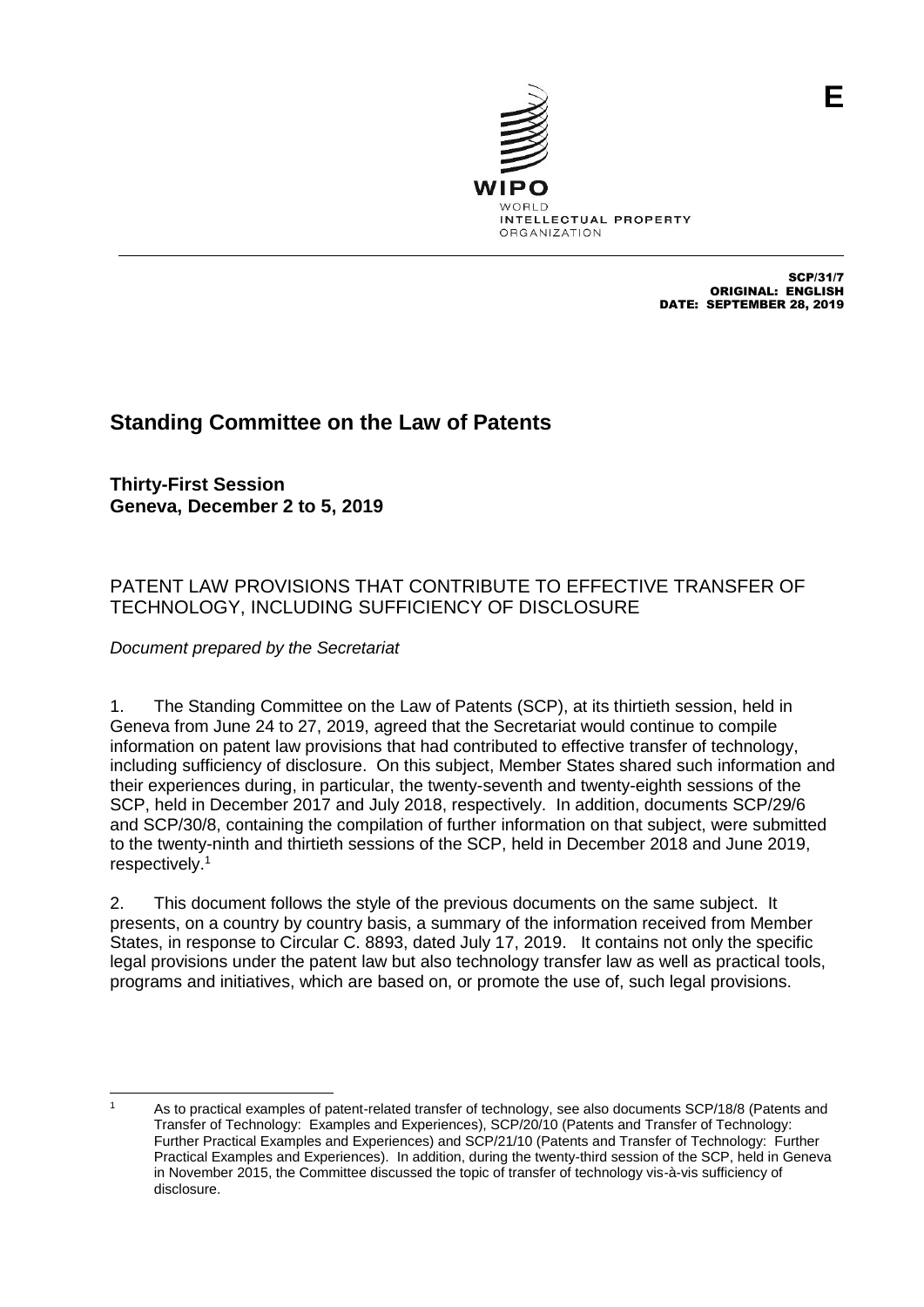E

WIPO
WORLD
INTELLECTUAL PROPERTY
ORGANIZATION

SCP/31/7
ORIGINAL: ENGLISH
DATE: SEPTEMBER 28, 2019

# Standing Committee on the Law of Patents

**Thirty-First Session**
**Geneva, December 2 to 5, 2019**

## PATENT LAW PROVISIONS THAT CONTRIBUTE TO EFFECTIVE TRANSFER OF TECHNOLOGY, INCLUDING SUFFICIENCY OF DISCLOSURE

*Document prepared by the Secretariat*

1. The Standing Committee on the Law of Patents (SCP), at its thirtieth session, held in Geneva from June 24 to 27, 2019, agreed that the Secretariat would continue to compile information on patent law provisions that had contributed to effective transfer of technology, including sufficiency of disclosure. On this subject, Member States shared such information and their experiences during, in particular, the twenty-seventh and twenty-eighth sessions of the SCP, held in December 2017 and July 2018, respectively. In addition, documents SCP/29/6 and SCP/30/8, containing the compilation of further information on that subject, were submitted to the twenty-ninth and thirtieth sessions of the SCP, held in December 2018 and June 2019, respectively.[1]

2. This document follows the style of the previous documents on the same subject. It presents, on a country by country basis, a summary of the information received from Member States, in response to Circular C. 8893, dated July 17, 2019. It contains not only the specific legal provisions under the patent law but also technology transfer law as well as practical tools, programs and initiatives, which are based on, or promote the use of, such legal provisions.

---

[1] As to practical examples of patent-related transfer of technology, see also documents SCP/18/8 (Patents and Transfer of Technology: Examples and Experiences), SCP/20/10 (Patents and Transfer of Technology: Further Practical Examples and Experiences) and SCP/21/10 (Patents and Transfer of Technology: Further Practical Examples and Experiences). In addition, during the twenty-third session of the SCP, held in Geneva in November 2015, the Committee discussed the topic of transfer of technology vis-à-vis sufficiency of disclosure.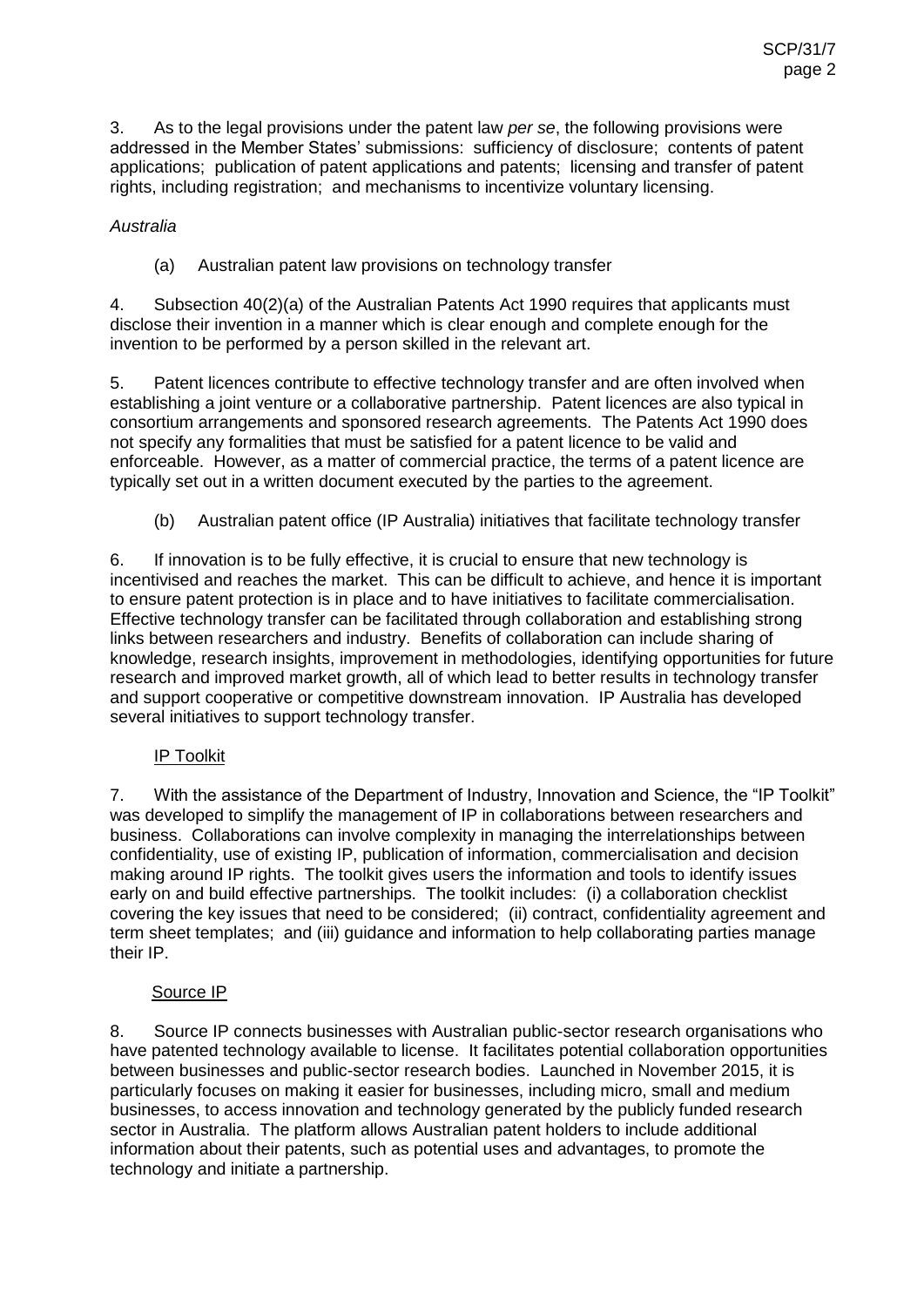3. As to the legal provisions under the patent law *per se*, the following provisions were addressed in the Member States' submissions: sufficiency of disclosure; contents of patent applications; publication of patent applications and patents; licensing and transfer of patent rights, including registration; and mechanisms to incentivize voluntary licensing.

*Australia*

(a) Australian patent law provisions on technology transfer

4. Subsection 40(2)(a) of the Australian Patents Act 1990 requires that applicants must disclose their invention in a manner which is clear enough and complete enough for the invention to be performed by a person skilled in the relevant art.

5. Patent licences contribute to effective technology transfer and are often involved when establishing a joint venture or a collaborative partnership. Patent licences are also typical in consortium arrangements and sponsored research agreements. The Patents Act 1990 does not specify any formalities that must be satisfied for a patent licence to be valid and enforceable. However, as a matter of commercial practice, the terms of a patent licence are typically set out in a written document executed by the parties to the agreement.

(b) Australian patent office (IP Australia) initiatives that facilitate technology transfer

6. If innovation is to be fully effective, it is crucial to ensure that new technology is incentivised and reaches the market. This can be difficult to achieve, and hence it is important to ensure patent protection is in place and to have initiatives to facilitate commercialisation. Effective technology transfer can be facilitated through collaboration and establishing strong links between researchers and industry. Benefits of collaboration can include sharing of knowledge, research insights, improvement in methodologies, identifying opportunities for future research and improved market growth, all of which lead to better results in technology transfer and support cooperative or competitive downstream innovation. IP Australia has developed several initiatives to support technology transfer.

IP Toolkit

7. With the assistance of the Department of Industry, Innovation and Science, the "IP Toolkit" was developed to simplify the management of IP in collaborations between researchers and business. Collaborations can involve complexity in managing the interrelationships between confidentiality, use of existing IP, publication of information, commercialisation and decision making around IP rights. The toolkit gives users the information and tools to identify issues early on and build effective partnerships. The toolkit includes: (i) a collaboration checklist covering the key issues that need to be considered; (ii) contract, confidentiality agreement and term sheet templates; and (iii) guidance and information to help collaborating parties manage their IP.

Source IP

8. Source IP connects businesses with Australian public-sector research organisations who have patented technology available to license. It facilitates potential collaboration opportunities between businesses and public-sector research bodies. Launched in November 2015, it is particularly focuses on making it easier for businesses, including micro, small and medium businesses, to access innovation and technology generated by the publicly funded research sector in Australia. The platform allows Australian patent holders to include additional information about their patents, such as potential uses and advantages, to promote the technology and initiate a partnership.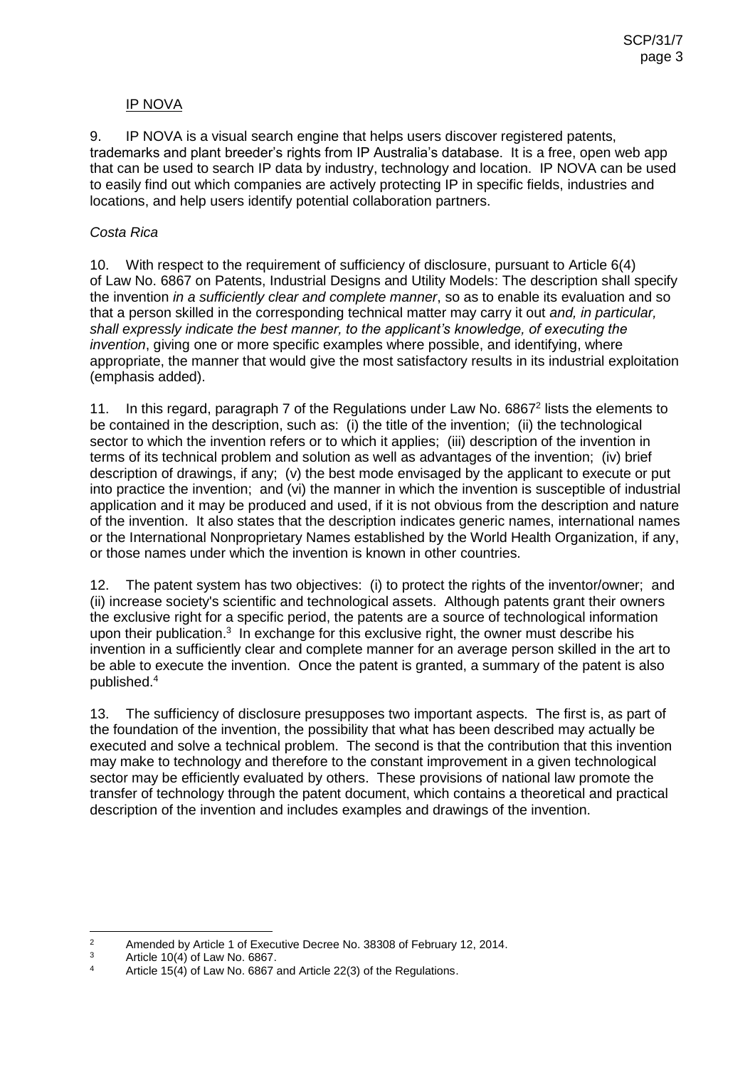IP NOVA

9. IP NOVA is a visual search engine that helps users discover registered patents, trademarks and plant breeder's rights from IP Australia's database. It is a free, open web app that can be used to search IP data by industry, technology and location. IP NOVA can be used to easily find out which companies are actively protecting IP in specific fields, industries and locations, and help users identify potential collaboration partners.

*Costa Rica*

10. With respect to the requirement of sufficiency of disclosure, pursuant to Article 6(4) of Law No. 6867 on Patents, Industrial Designs and Utility Models: The description shall specify the invention *in a sufficiently clear and complete manner*, so as to enable its evaluation and so that a person skilled in the corresponding technical matter may carry it out *and, in particular, shall expressly indicate the best manner, to the applicant's knowledge, of executing the invention*, giving one or more specific examples where possible, and identifying, where appropriate, the manner that would give the most satisfactory results in its industrial exploitation (emphasis added).

11. In this regard, paragraph 7 of the Regulations under Law No. 6867[2] lists the elements to be contained in the description, such as: (i) the title of the invention; (ii) the technological sector to which the invention refers or to which it applies; (iii) description of the invention in terms of its technical problem and solution as well as advantages of the invention; (iv) brief description of drawings, if any; (v) the best mode envisaged by the applicant to execute or put into practice the invention; and (vi) the manner in which the invention is susceptible of industrial application and it may be produced and used, if it is not obvious from the description and nature of the invention. It also states that the description indicates generic names, international names or the International Nonproprietary Names established by the World Health Organization, if any, or those names under which the invention is known in other countries.

12. The patent system has two objectives: (i) to protect the rights of the inventor/owner; and (ii) increase society's scientific and technological assets. Although patents grant their owners the exclusive right for a specific period, the patents are a source of technological information upon their publication.[3] In exchange for this exclusive right, the owner must describe his invention in a sufficiently clear and complete manner for an average person skilled in the art to be able to execute the invention. Once the patent is granted, a summary of the patent is also published.[4]

13. The sufficiency of disclosure presupposes two important aspects. The first is, as part of the foundation of the invention, the possibility that what has been described may actually be executed and solve a technical problem. The second is that the contribution that this invention may make to technology and therefore to the constant improvement in a given technological sector may be efficiently evaluated by others. These provisions of national law promote the transfer of technology through the patent document, which contains a theoretical and practical description of the invention and includes examples and drawings of the invention.

---

[2] Amended by Article 1 of Executive Decree No. 38308 of February 12, 2014.

[3] Article 10(4) of Law No. 6867.

[4] Article 15(4) of Law No. 6867 and Article 22(3) of the Regulations.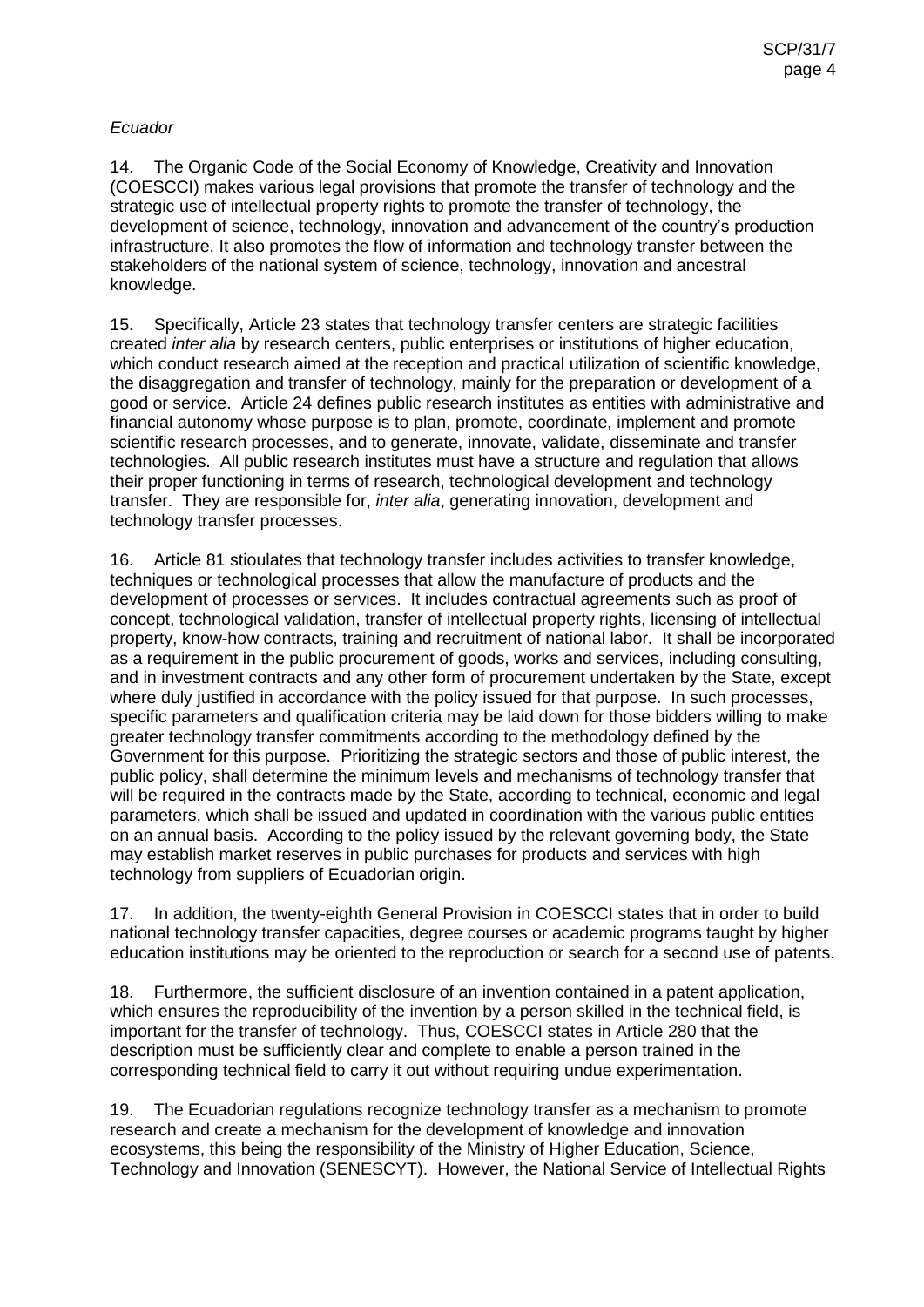*Ecuador*

14. The Organic Code of the Social Economy of Knowledge, Creativity and Innovation (COESCCI) makes various legal provisions that promote the transfer of technology and the strategic use of intellectual property rights to promote the transfer of technology, the development of science, technology, innovation and advancement of the country's production infrastructure. It also promotes the flow of information and technology transfer between the stakeholders of the national system of science, technology, innovation and ancestral knowledge.

15. Specifically, Article 23 states that technology transfer centers are strategic facilities created *inter alia* by research centers, public enterprises or institutions of higher education, which conduct research aimed at the reception and practical utilization of scientific knowledge, the disaggregation and transfer of technology, mainly for the preparation or development of a good or service. Article 24 defines public research institutes as entities with administrative and financial autonomy whose purpose is to plan, promote, coordinate, implement and promote scientific research processes, and to generate, innovate, validate, disseminate and transfer technologies. All public research institutes must have a structure and regulation that allows their proper functioning in terms of research, technological development and technology transfer. They are responsible for, *inter alia*, generating innovation, development and technology transfer processes.

16. Article 81 stioulates that technology transfer includes activities to transfer knowledge, techniques or technological processes that allow the manufacture of products and the development of processes or services. It includes contractual agreements such as proof of concept, technological validation, transfer of intellectual property rights, licensing of intellectual property, know-how contracts, training and recruitment of national labor. It shall be incorporated as a requirement in the public procurement of goods, works and services, including consulting, and in investment contracts and any other form of procurement undertaken by the State, except where duly justified in accordance with the policy issued for that purpose. In such processes, specific parameters and qualification criteria may be laid down for those bidders willing to make greater technology transfer commitments according to the methodology defined by the Government for this purpose. Prioritizing the strategic sectors and those of public interest, the public policy, shall determine the minimum levels and mechanisms of technology transfer that will be required in the contracts made by the State, according to technical, economic and legal parameters, which shall be issued and updated in coordination with the various public entities on an annual basis. According to the policy issued by the relevant governing body, the State may establish market reserves in public purchases for products and services with high technology from suppliers of Ecuadorian origin.

17. In addition, the twenty-eighth General Provision in COESCCI states that in order to build national technology transfer capacities, degree courses or academic programs taught by higher education institutions may be oriented to the reproduction or search for a second use of patents.

18. Furthermore, the sufficient disclosure of an invention contained in a patent application, which ensures the reproducibility of the invention by a person skilled in the technical field, is important for the transfer of technology. Thus, COESCCI states in Article 280 that the description must be sufficiently clear and complete to enable a person trained in the corresponding technical field to carry it out without requiring undue experimentation.

19. The Ecuadorian regulations recognize technology transfer as a mechanism to promote research and create a mechanism for the development of knowledge and innovation ecosystems, this being the responsibility of the Ministry of Higher Education, Science, Technology and Innovation (SENESCYT). However, the National Service of Intellectual Rights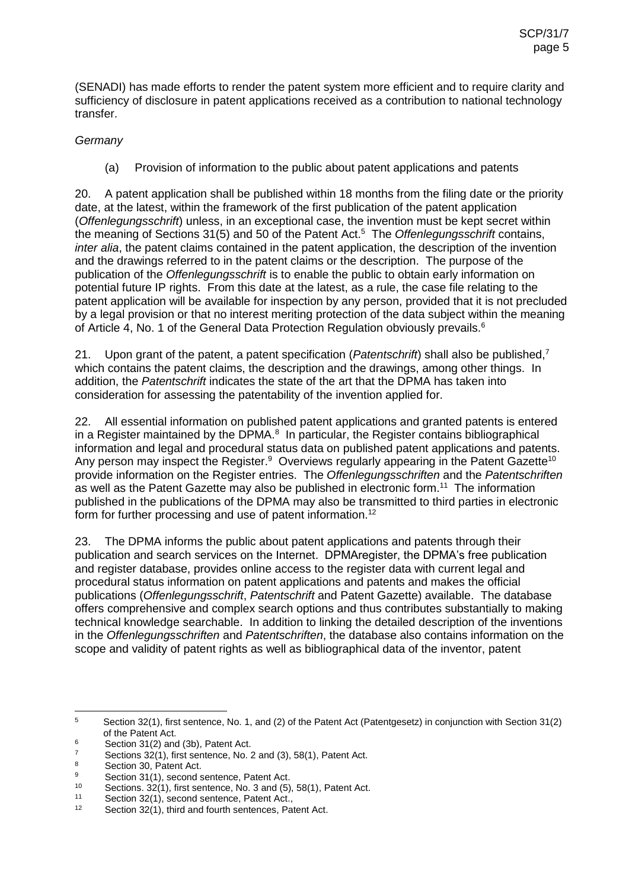(SENADI) has made efforts to render the patent system more efficient and to require clarity and sufficiency of disclosure in patent applications received as a contribution to national technology transfer.

*Germany*

(a) Provision of information to the public about patent applications and patents

20. A patent application shall be published within 18 months from the filing date or the priority date, at the latest, within the framework of the first publication of the patent application (*Offenlegungsschrift*) unless, in an exceptional case, the invention must be kept secret within the meaning of Sections 31(5) and 50 of the Patent Act.[5] The *Offenlegungsschrift* contains, *inter alia*, the patent claims contained in the patent application, the description of the invention and the drawings referred to in the patent claims or the description. The purpose of the publication of the *Offenlegungsschrift* is to enable the public to obtain early information on potential future IP rights. From this date at the latest, as a rule, the case file relating to the patent application will be available for inspection by any person, provided that it is not precluded by a legal provision or that no interest meriting protection of the data subject within the meaning of Article 4, No. 1 of the General Data Protection Regulation obviously prevails.[6]

21. Upon grant of the patent, a patent specification (*Patentschrift*) shall also be published,[7] which contains the patent claims, the description and the drawings, among other things. In addition, the *Patentschrift* indicates the state of the art that the DPMA has taken into consideration for assessing the patentability of the invention applied for.

22. All essential information on published patent applications and granted patents is entered in a Register maintained by the DPMA.[8] In particular, the Register contains bibliographical information and legal and procedural status data on published patent applications and patents. Any person may inspect the Register.[9] Overviews regularly appearing in the Patent Gazette[10] provide information on the Register entries. The *Offenlegungsschriften* and the *Patentschriften* as well as the Patent Gazette may also be published in electronic form.[11] The information published in the publications of the DPMA may also be transmitted to third parties in electronic form for further processing and use of patent information.[12]

23. The DPMA informs the public about patent applications and patents through their publication and search services on the Internet. DPMAregister, the DPMA's free publication and register database, provides online access to the register data with current legal and procedural status information on patent applications and patents and makes the official publications (*Offenlegungsschrift*, *Patentschrift* and Patent Gazette) available. The database offers comprehensive and complex search options and thus contributes substantially to making technical knowledge searchable. In addition to linking the detailed description of the inventions in the *Offenlegungsschriften* and *Patentschriften*, the database also contains information on the scope and validity of patent rights as well as bibliographical data of the inventor, patent

---

[5] Section 32(1), first sentence, No. 1, and (2) of the Patent Act (Patentgesetz) in conjunction with Section 31(2) of the Patent Act.

[6] Section 31(2) and (3b), Patent Act.

[7] Sections 32(1), first sentence, No. 2 and (3), 58(1), Patent Act.

[8] Section 30, Patent Act.

[9] Section 31(1), second sentence, Patent Act.

[10] Sections. 32(1), first sentence, No. 3 and (5), 58(1), Patent Act.

[11] Section 32(1), second sentence, Patent Act.,

[12] Section 32(1), third and fourth sentences, Patent Act.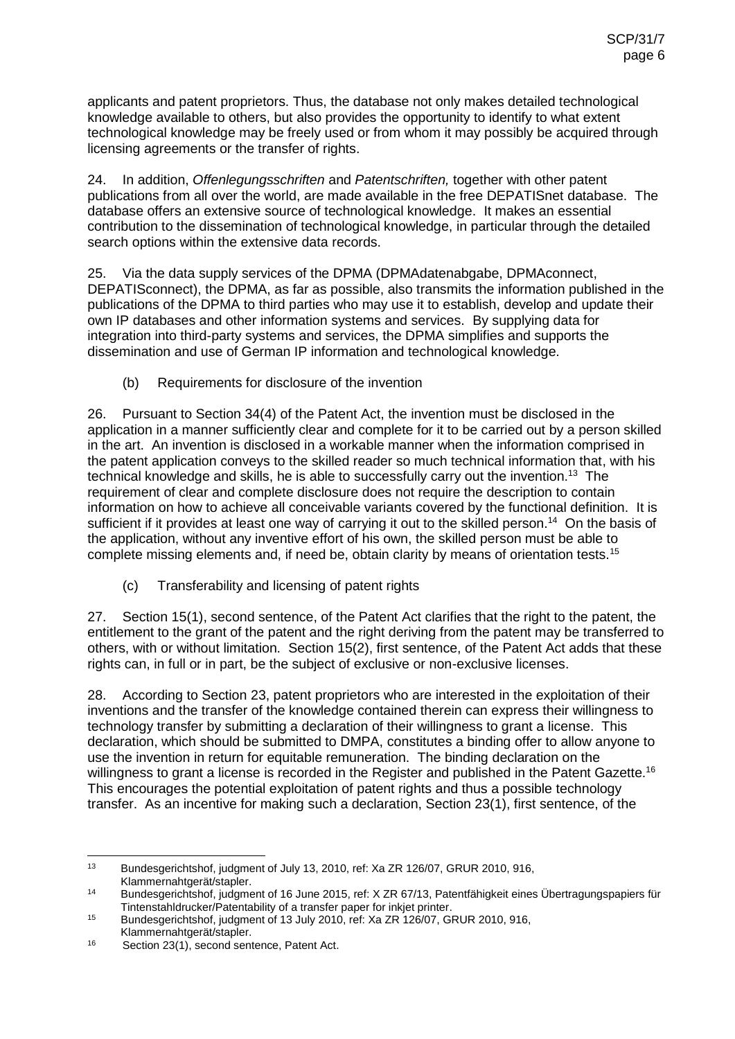applicants and patent proprietors. Thus, the database not only makes detailed technological knowledge available to others, but also provides the opportunity to identify to what extent technological knowledge may be freely used or from whom it may possibly be acquired through licensing agreements or the transfer of rights.

24. In addition, *Offenlegungsschriften* and *Patentschriften,* together with other patent publications from all over the world, are made available in the free DEPATISnet database. The database offers an extensive source of technological knowledge. It makes an essential contribution to the dissemination of technological knowledge, in particular through the detailed search options within the extensive data records.

25. Via the data supply services of the DPMA (DPMAdatenabgabe, DPMAconnect, DEPATISconnect), the DPMA, as far as possible, also transmits the information published in the publications of the DPMA to third parties who may use it to establish, develop and update their own IP databases and other information systems and services. By supplying data for integration into third-party systems and services, the DPMA simplifies and supports the dissemination and use of German IP information and technological knowledge.

(b) Requirements for disclosure of the invention

26. Pursuant to Section 34(4) of the Patent Act, the invention must be disclosed in the application in a manner sufficiently clear and complete for it to be carried out by a person skilled in the art. An invention is disclosed in a workable manner when the information comprised in the patent application conveys to the skilled reader so much technical information that, with his technical knowledge and skills, he is able to successfully carry out the invention.[13] The requirement of clear and complete disclosure does not require the description to contain information on how to achieve all conceivable variants covered by the functional definition. It is sufficient if it provides at least one way of carrying it out to the skilled person.[14] On the basis of the application, without any inventive effort of his own, the skilled person must be able to complete missing elements and, if need be, obtain clarity by means of orientation tests.[15]

(c) Transferability and licensing of patent rights

27. Section 15(1), second sentence, of the Patent Act clarifies that the right to the patent, the entitlement to the grant of the patent and the right deriving from the patent may be transferred to others, with or without limitation. Section 15(2), first sentence, of the Patent Act adds that these rights can, in full or in part, be the subject of exclusive or non-exclusive licenses.

28. According to Section 23, patent proprietors who are interested in the exploitation of their inventions and the transfer of the knowledge contained therein can express their willingness to technology transfer by submitting a declaration of their willingness to grant a license. This declaration, which should be submitted to DMPA, constitutes a binding offer to allow anyone to use the invention in return for equitable remuneration. The binding declaration on the willingness to grant a license is recorded in the Register and published in the Patent Gazette.[16] This encourages the potential exploitation of patent rights and thus a possible technology transfer. As an incentive for making such a declaration, Section 23(1), first sentence, of the

---

[13] Bundesgerichtshof, judgment of July 13, 2010, ref: Xa ZR 126/07, GRUR 2010, 916, Klammernahtgerät/stapler.

[14] Bundesgerichtshof, judgment of 16 June 2015, ref: X ZR 67/13, Patentfähigkeit eines Übertragungspapiers für Tintenstahldrucker/Patentability of a transfer paper for inkjet printer.

[15] Bundesgerichtshof, judgment of 13 July 2010, ref: Xa ZR 126/07, GRUR 2010, 916, Klammernahtgerät/stapler.

[16] Section 23(1), second sentence, Patent Act.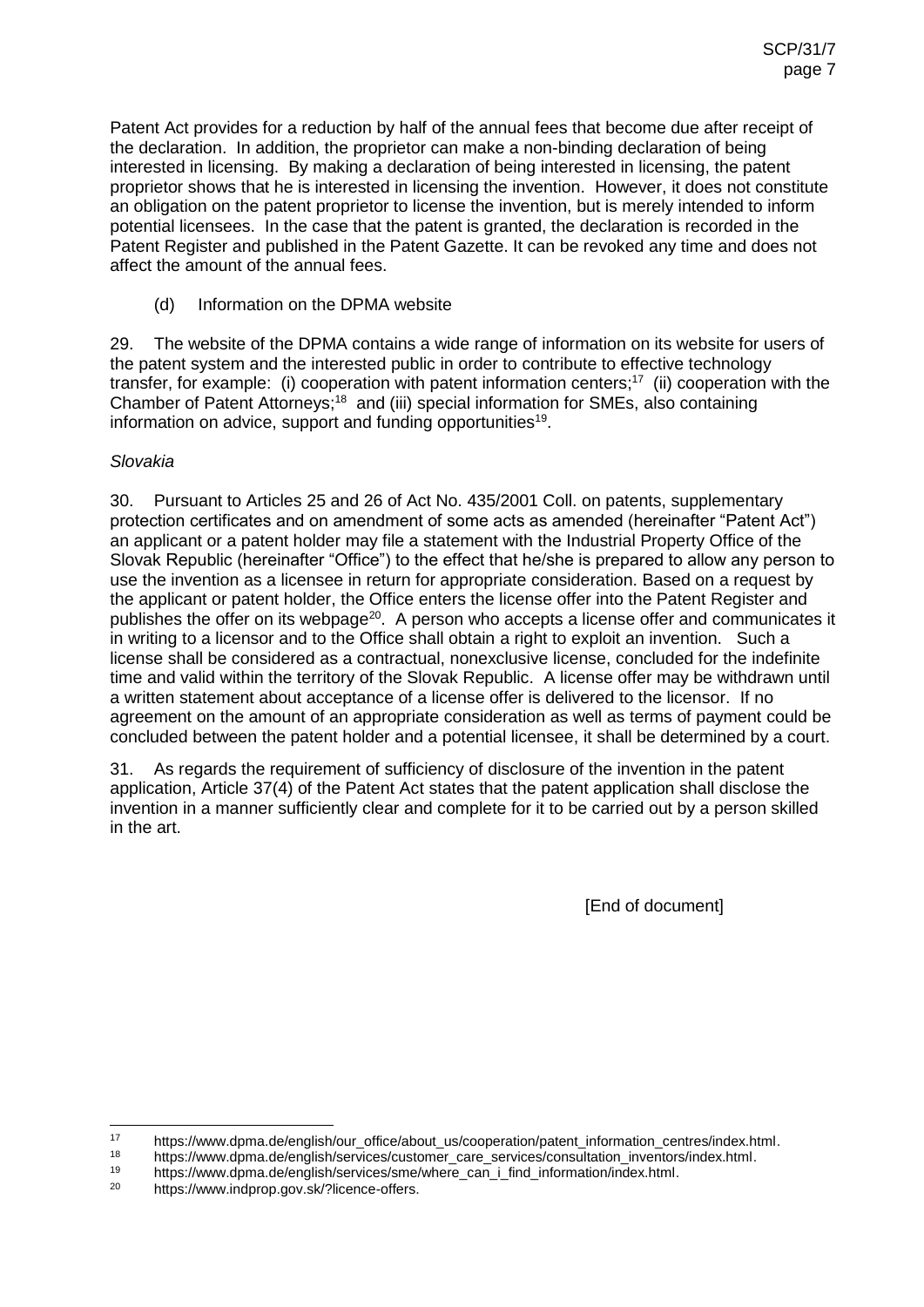Patent Act provides for a reduction by half of the annual fees that become due after receipt of the declaration. In addition, the proprietor can make a non-binding declaration of being interested in licensing. By making a declaration of being interested in licensing, the patent proprietor shows that he is interested in licensing the invention. However, it does not constitute an obligation on the patent proprietor to license the invention, but is merely intended to inform potential licensees. In the case that the patent is granted, the declaration is recorded in the Patent Register and published in the Patent Gazette. It can be revoked any time and does not affect the amount of the annual fees.

(d) Information on the DPMA website

29. The website of the DPMA contains a wide range of information on its website for users of the patent system and the interested public in order to contribute to effective technology transfer, for example: (i) cooperation with patent information centers;[17] (ii) cooperation with the Chamber of Patent Attorneys;[18] and (iii) special information for SMEs, also containing information on advice, support and funding opportunities[19].

*Slovakia*

30. Pursuant to Articles 25 and 26 of Act No. 435/2001 Coll. on patents, supplementary protection certificates and on amendment of some acts as amended (hereinafter "Patent Act") an applicant or a patent holder may file a statement with the Industrial Property Office of the Slovak Republic (hereinafter "Office") to the effect that he/she is prepared to allow any person to use the invention as a licensee in return for appropriate consideration. Based on a request by the applicant or patent holder, the Office enters the license offer into the Patent Register and publishes the offer on its webpage[20]. A person who accepts a license offer and communicates it in writing to a licensor and to the Office shall obtain a right to exploit an invention. Such a license shall be considered as a contractual, nonexclusive license, concluded for the indefinite time and valid within the territory of the Slovak Republic. A license offer may be withdrawn until a written statement about acceptance of a license offer is delivered to the licensor. If no agreement on the amount of an appropriate consideration as well as terms of payment could be concluded between the patent holder and a potential licensee, it shall be determined by a court.

31. As regards the requirement of sufficiency of disclosure of the invention in the patent application, Article 37(4) of the Patent Act states that the patent application shall disclose the invention in a manner sufficiently clear and complete for it to be carried out by a person skilled in the art.

[End of document]

---

[17] https://www.dpma.de/english/our_office/about_us/cooperation/patent_information_centres/index.html.

[18] https://www.dpma.de/english/services/customer_care_services/consultation_inventors/index.html.

[19] https://www.dpma.de/english/services/sme/where_can_i_find_information/index.html.

[20] https://www.indprop.gov.sk/?licence-offers.